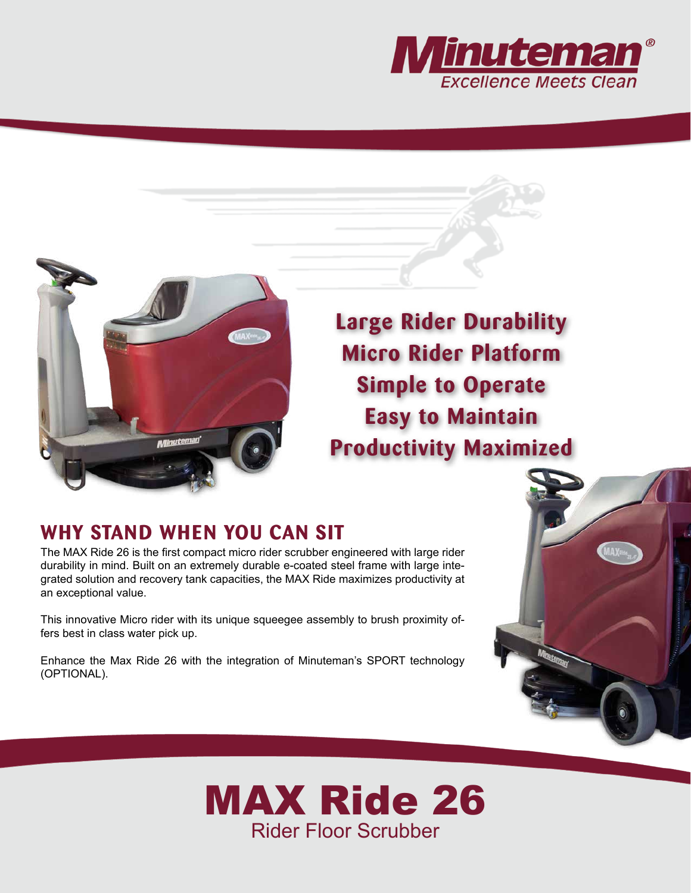Minuteman®
Excellence Meets Clean

**Large Rider Durability**
**Micro Rider Platform**
**Simple to Operate**
**Easy to Maintain**
**Productivity Maximized**

## WHY STAND WHEN YOU CAN SIT

The MAX Ride 26 is the first compact micro rider scrubber engineered with large rider durability in mind. Built on an extremely durable e-coated steel frame with large integrated solution and recovery tank capacities, the MAX Ride maximizes productivity at an exceptional value.

This innovative Micro rider with its unique squeegee assembly to brush proximity offers best in class water pick up.

Enhance the Max Ride 26 with the integration of Minuteman's SPORT technology (OPTIONAL).

# MAX Ride 26

Rider Floor Scrubber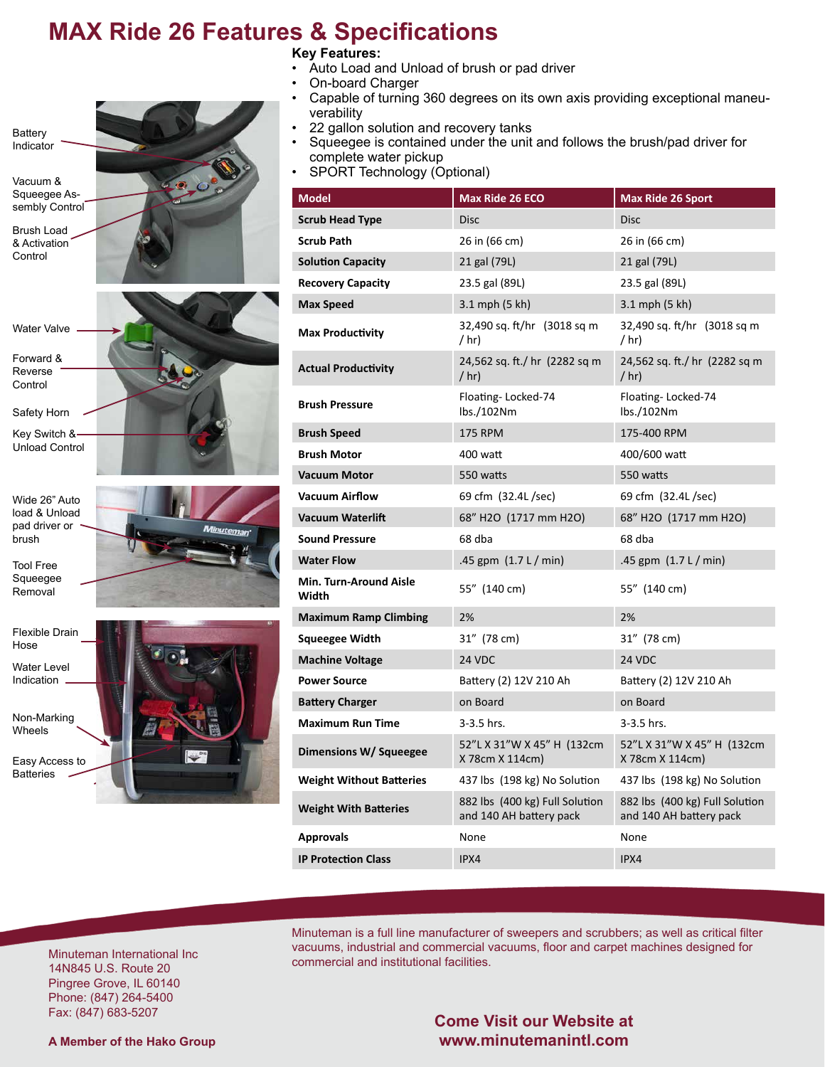# MAX Ride 26 Features & Specifications

Battery Indicator

Vacuum & Squeegee Assembly Control

Brush Load & Activation Control

Water Valve

Forward & Reverse Control

Safety Horn

Key Switch & Unload Control

Wide 26" Auto load & Unload pad driver or brush

Tool Free Squeegee Removal

Flexible Drain Hose

Water Level Indication

Non-Marking Wheels

Easy Access to Batteries

**Key Features:**

- Auto Load and Unload of brush or pad driver
- On-board Charger
- Capable of turning 360 degrees on its own axis providing exceptional maneuverability
- 22 gallon solution and recovery tanks
- Squeegee is contained under the unit and follows the brush/pad driver for complete water pickup
- SPORT Technology (Optional)

| Model | Max Ride 26 ECO | Max Ride 26 Sport |
|---|---|---|
| Scrub Head Type | Disc | Disc |
| Scrub Path | 26 in (66 cm) | 26 in (66 cm) |
| Solution Capacity | 21 gal (79L) | 21 gal (79L) |
| Recovery Capacity | 23.5 gal (89L) | 23.5 gal (89L) |
| Max Speed | 3.1 mph (5 kh) | 3.1 mph (5 kh) |
| Max Productivity | 32,490 sq. ft/hr (3018 sq m / hr) | 32,490 sq. ft/hr (3018 sq m / hr) |
| Actual Productivity | 24,562 sq. ft./ hr (2282 sq m / hr) | 24,562 sq. ft./ hr (2282 sq m / hr) |
| Brush Pressure | Floating- Locked-74 lbs./102Nm | Floating- Locked-74 lbs./102Nm |
| Brush Speed | 175 RPM | 175-400 RPM |
| Brush Motor | 400 watt | 400/600 watt |
| Vacuum Motor | 550 watts | 550 watts |
| Vacuum Airflow | 69 cfm (32.4L /sec) | 69 cfm (32.4L /sec) |
| Vacuum Waterlift | 68" H2O (1717 mm H2O) | 68" H2O (1717 mm H2O) |
| Sound Pressure | 68 dba | 68 dba |
| Water Flow | .45 gpm (1.7 L / min) | .45 gpm (1.7 L / min) |
| Min. Turn-Around Aisle Width | 55" (140 cm) | 55" (140 cm) |
| Maximum Ramp Climbing | 2% | 2% |
| Squeegee Width | 31" (78 cm) | 31" (78 cm) |
| Machine Voltage | 24 VDC | 24 VDC |
| Power Source | Battery (2) 12V 210 Ah | Battery (2) 12V 210 Ah |
| Battery Charger | on Board | on Board |
| Maximum Run Time | 3-3.5 hrs. | 3-3.5 hrs. |
| Dimensions W/ Squeegee | 52"L X 31"W X 45" H (132cm X 78cm X 114cm) | 52"L X 31"W X 45" H (132cm X 78cm X 114cm) |
| Weight Without Batteries | 437 lbs (198 kg) No Solution | 437 lbs (198 kg) No Solution |
| Weight With Batteries | 882 lbs (400 kg) Full Solution and 140 AH battery pack | 882 lbs (400 kg) Full Solution and 140 AH battery pack |
| Approvals | None | None |
| IP Protection Class | IPX4 | IPX4 |

Minuteman International Inc
14N845 U.S. Route 20
Pingree Grove, IL 60140
Phone: (847) 264-5400
Fax: (847) 683-5207

**A Member of the Hako Group**

Minuteman is a full line manufacturer of sweepers and scrubbers; as well as critical filter vacuums, industrial and commercial vacuums, floor and carpet machines designed for commercial and institutional facilities.

**Come Visit our Website at www.minutemanintl.com**